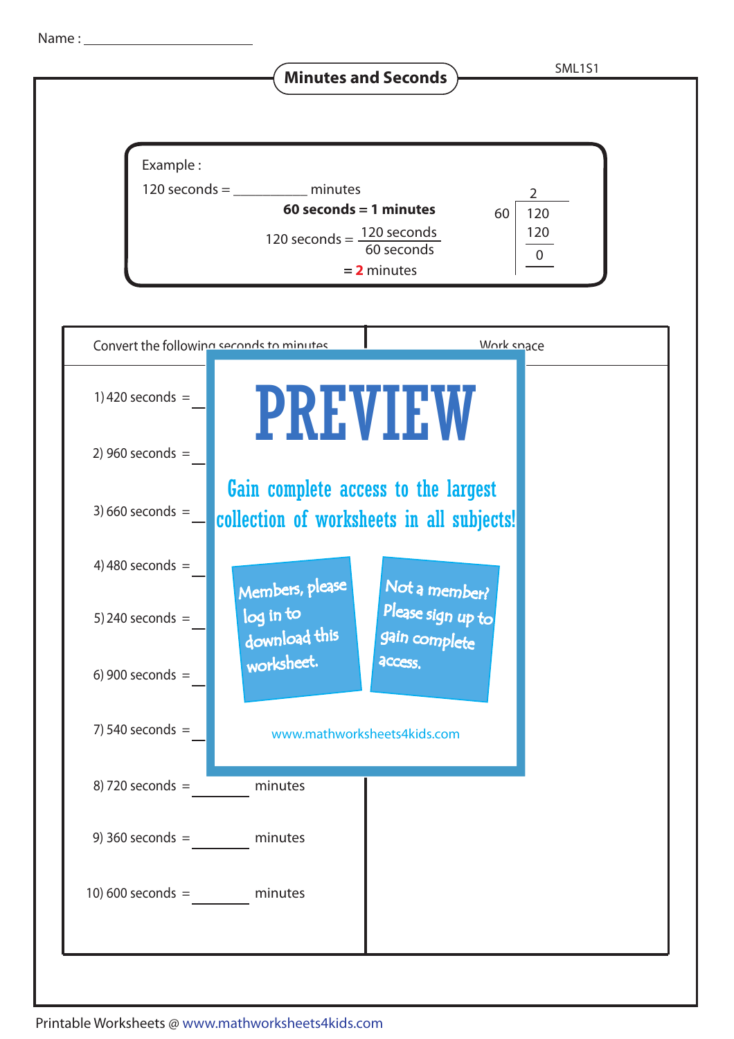Name : ____________________

## Minutes and Seconds

SML1S1

**Example :**

120 seconds = __________ minutes

**60 seconds = 1 minutes**

$$120 \text{ seconds} = \frac{120 \text{ seconds}}{60 \text{ seconds}}$$

= **2** minutes

```
      2
60 | 120
     120
     ---
       0
```

| Convert the following seconds to minutes | Work space |
|---|---|
| 1) 420 seconds = ______ | |
| 2) 960 seconds = ______ | |
| 3) 660 seconds = ______ | |
| 4) 480 seconds = ______ | |
| 5) 240 seconds = ______ | |
| 6) 900 seconds = ______ | |
| 7) 540 seconds = ______ | |
| 8) 720 seconds = ______ minutes | |
| 9) 360 seconds = ______ minutes | |
| 10) 600 seconds = ______ minutes | |

PREVIEW

Gain complete access to the largest collection of worksheets in all subjects!

Members, please log in to download this worksheet.

Not a member? Please sign up to gain complete access.

www.mathworksheets4kids.com

Printable Worksheets @ www.mathworksheets4kids.com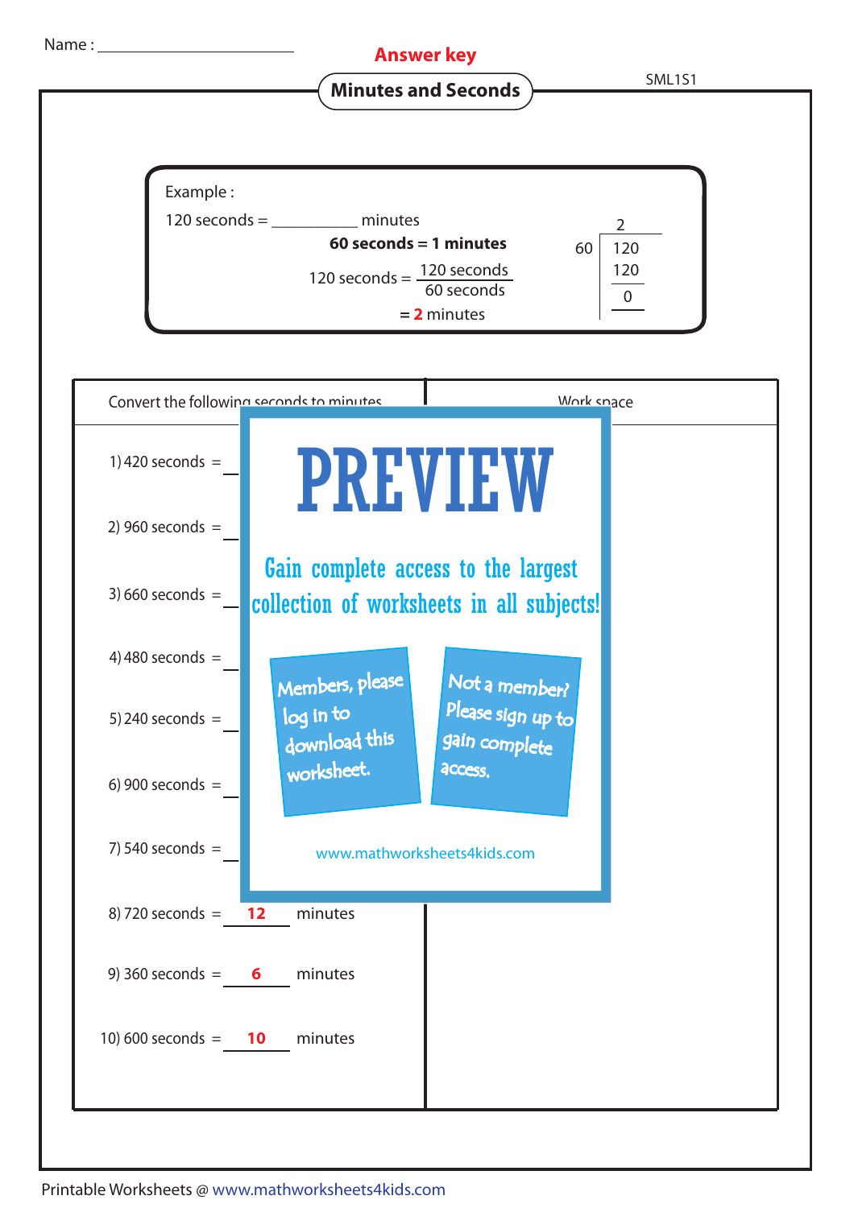Name : ____________________

**Answer key**

# Minutes and Seconds

SML1S1

Example :

120 seconds = __________ minutes

**60 seconds = 1 minutes**

$$120 \text{ seconds} = \frac{120 \text{ seconds}}{60 \text{ seconds}}$$

= **2** minutes

```
      2
60 | 120
   | 120
   |   0
```

| Convert the following seconds to minutes | Work space |
|---|---|
| 1) 420 seconds = ____ | |
| 2) 960 seconds = ____ | |
| 3) 660 seconds = ____ | |
| 4) 480 seconds = ____ | |
| 5) 240 seconds = ____ | |
| 6) 900 seconds = ____ | |
| 7) 540 seconds = ____ | |
| 8) 720 seconds = **12** minutes | |
| 9) 360 seconds = **6** minutes | |
| 10) 600 seconds = **10** minutes | |

PREVIEW

Gain complete access to the largest collection of worksheets in all subjects!

Members, please log in to download this worksheet.

Not a member? Please sign up to gain complete access.

www.mathworksheets4kids.com

Printable Worksheets @ www.mathworksheets4kids.com